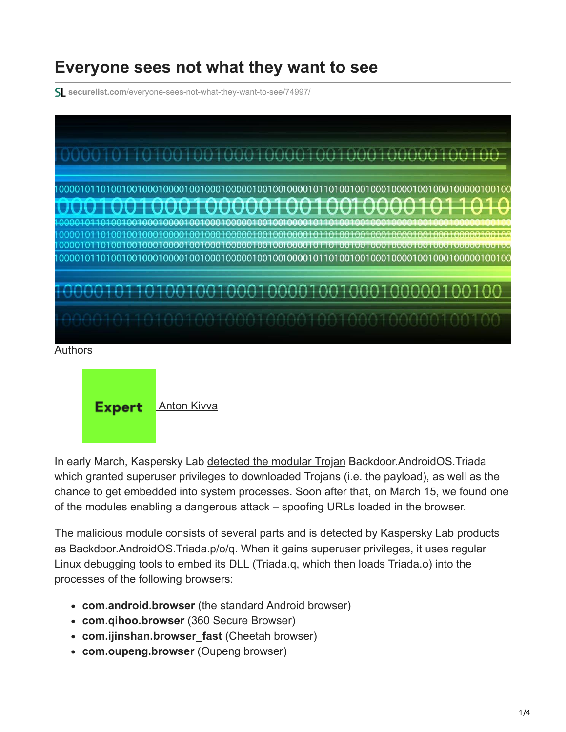# Everyone sees not what they want to see

securelist.com/everyone-sees-not-what-they-want-to-see/74997/

Authors

Expert [Anton Kivva]

In early March, Kaspersky Lab detected the modular Trojan Backdoor.AndroidOS.Triada which granted superuser privileges to downloaded Trojans (i.e. the payload), as well as the chance to get embedded into system processes. Soon after that, on March 15, we found one of the modules enabling a dangerous attack – spoofing URLs loaded in the browser.

The malicious module consists of several parts and is detected by Kaspersky Lab products as Backdoor.AndroidOS.Triada.p/o/q. When it gains superuser privileges, it uses regular Linux debugging tools to embed its DLL (Triada.q, which then loads Triada.o) into the processes of the following browsers:

- **com.android.browser** (the standard Android browser)
- **com.qihoo.browser** (360 Secure Browser)
- **com.ijinshan.browser_fast** (Cheetah browser)
- **com.oupeng.browser** (Oupeng browser)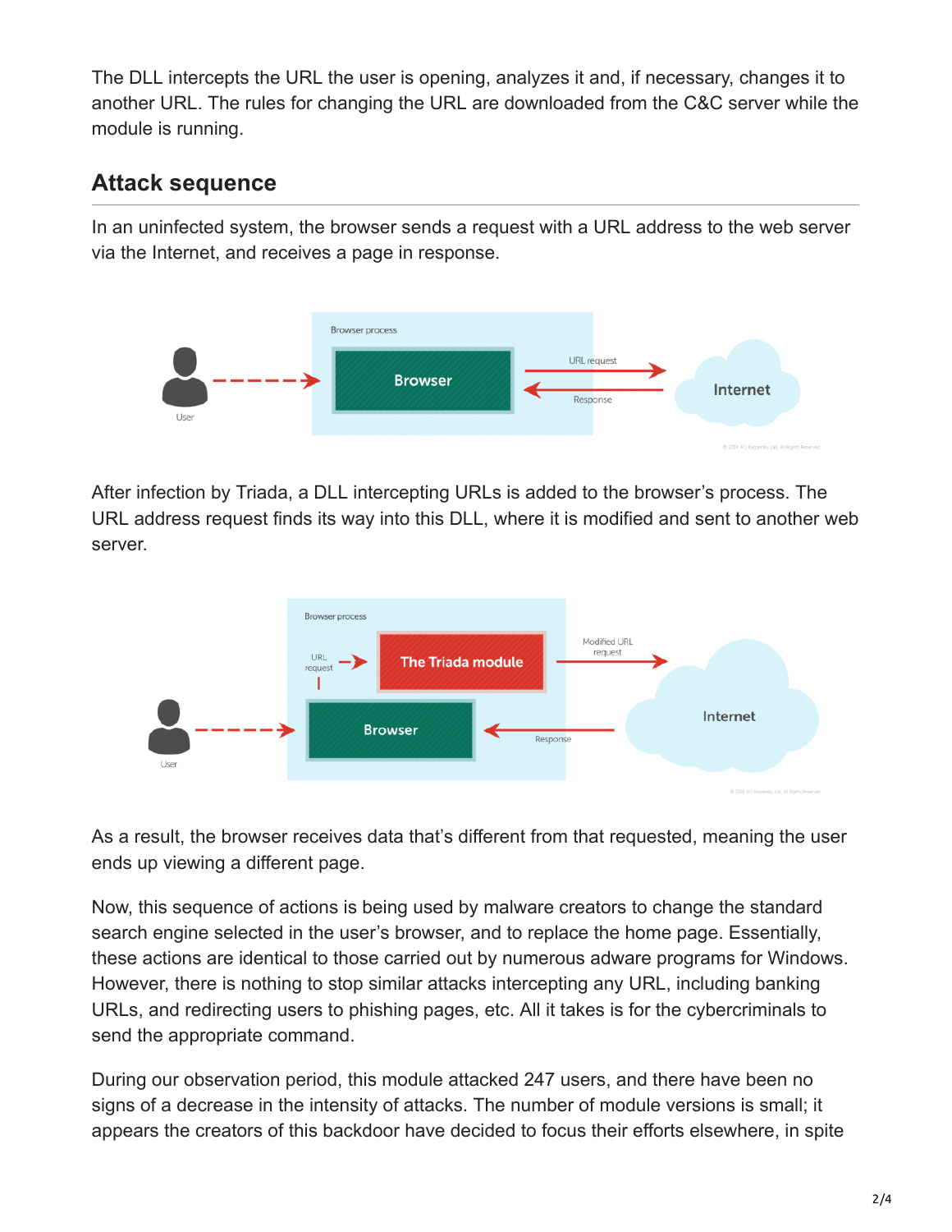The DLL intercepts the URL the user is opening, analyzes it and, if necessary, changes it to another URL. The rules for changing the URL are downloaded from the C&C server while the module is running.

## Attack sequence

In an uninfected system, the browser sends a request with a URL address to the web server via the Internet, and receives a page in response.

After infection by Triada, a DLL intercepting URLs is added to the browser's process. The URL address request finds its way into this DLL, where it is modified and sent to another web server.

As a result, the browser receives data that's different from that requested, meaning the user ends up viewing a different page.

Now, this sequence of actions is being used by malware creators to change the standard search engine selected in the user's browser, and to replace the home page. Essentially, these actions are identical to those carried out by numerous adware programs for Windows. However, there is nothing to stop similar attacks intercepting any URL, including banking URLs, and redirecting users to phishing pages, etc. All it takes is for the cybercriminals to send the appropriate command.

During our observation period, this module attacked 247 users, and there have been no signs of a decrease in the intensity of attacks. The number of module versions is small; it appears the creators of this backdoor have decided to focus their efforts elsewhere, in spite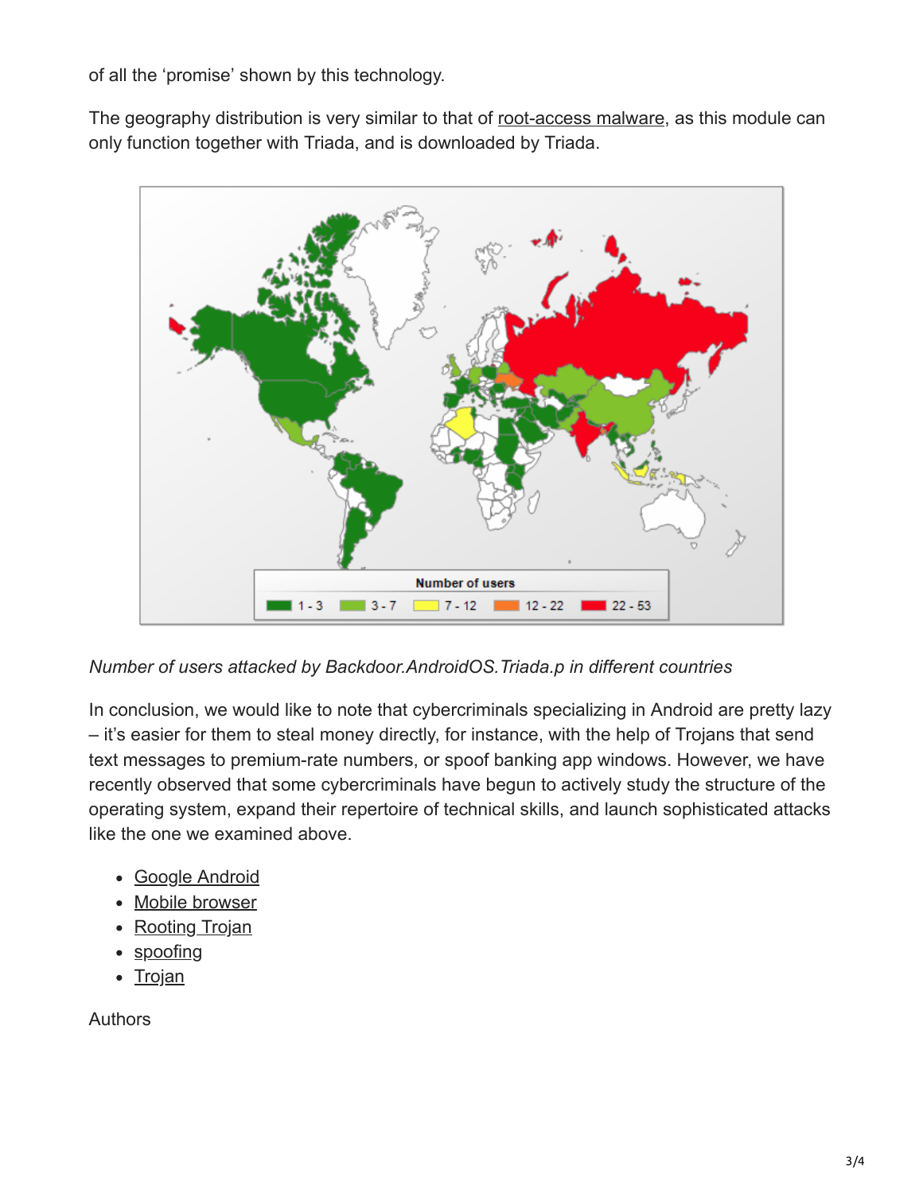of all the 'promise' shown by this technology.

The geography distribution is very similar to that of root-access malware, as this module can only function together with Triada, and is downloaded by Triada.

*Number of users attacked by Backdoor.AndroidOS.Triada.p in different countries*

In conclusion, we would like to note that cybercriminals specializing in Android are pretty lazy – it's easier for them to steal money directly, for instance, with the help of Trojans that send text messages to premium-rate numbers, or spoof banking app windows. However, we have recently observed that some cybercriminals have begun to actively study the structure of the operating system, expand their repertoire of technical skills, and launch sophisticated attacks like the one we examined above.

- Google Android
- Mobile browser
- Rooting Trojan
- spoofing
- Trojan

Authors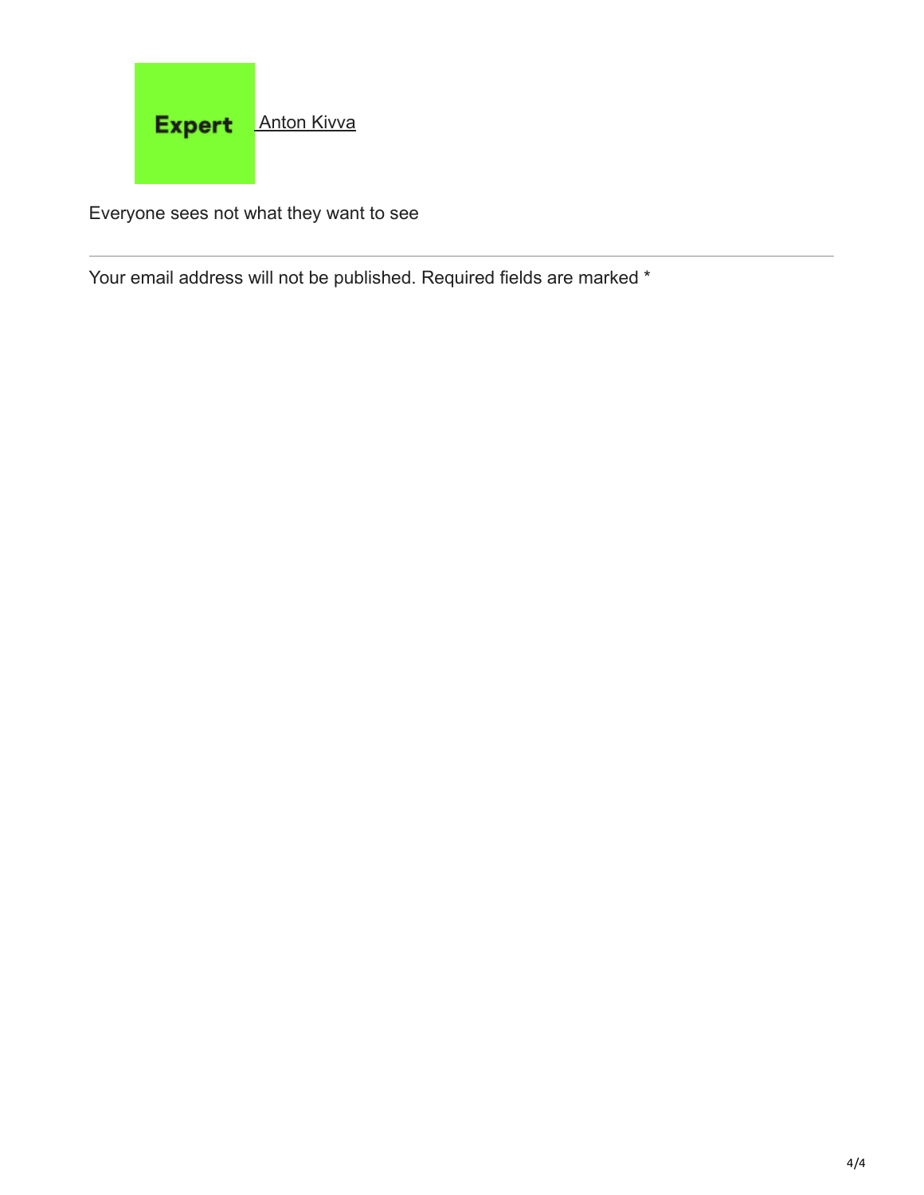Expert [Anton Kivva]

Everyone sees not what they want to see

---

Your email address will not be published. Required fields are marked *